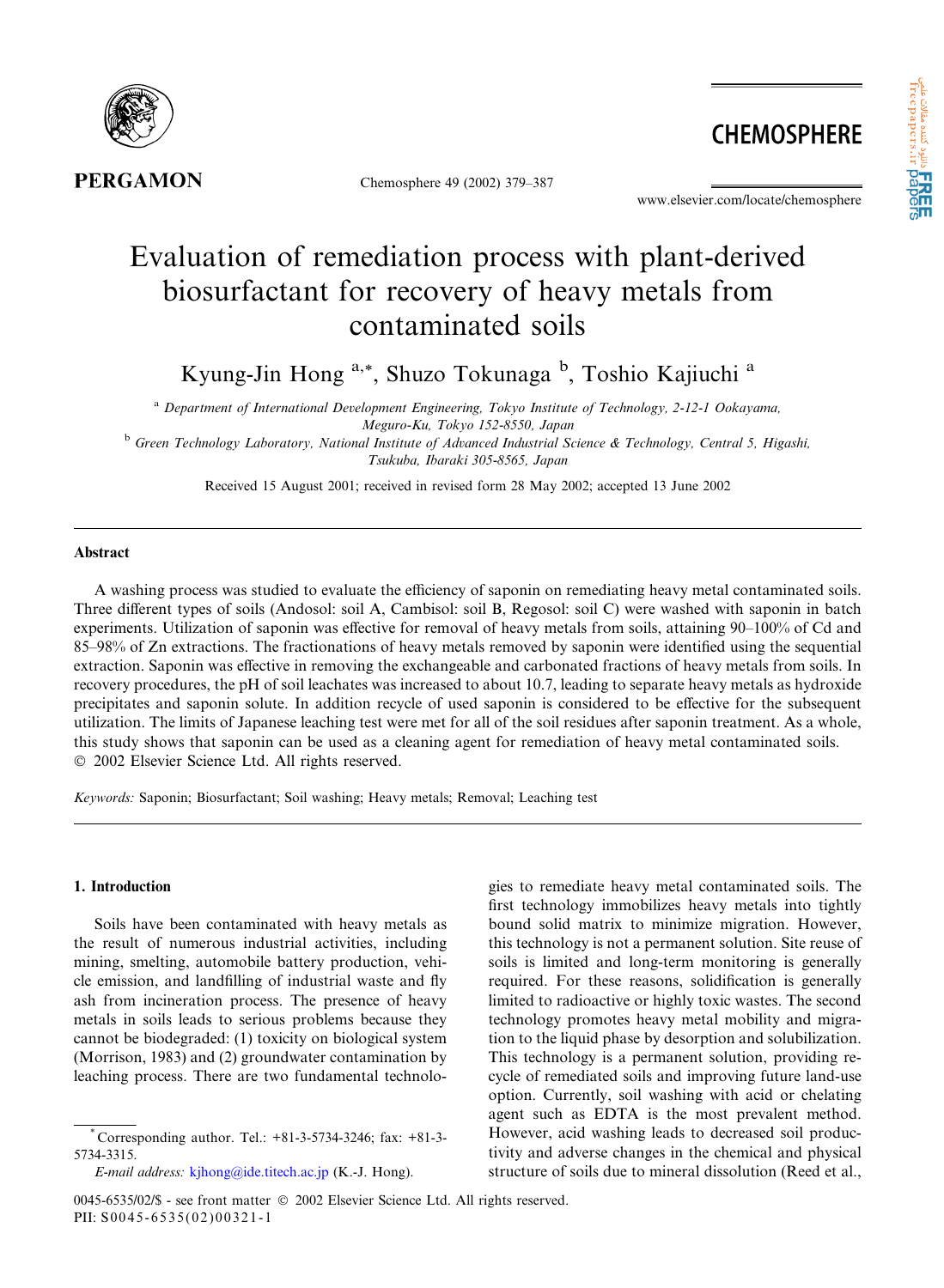# Evaluation of remediation process with plant-derived biosurfactant for recovery of heavy metals from contaminated soils

Kyung-Jin Hong [a,*], Shuzo Tokunaga [b], Toshio Kajiuchi [a]

[a] *Department of International Development Engineering, Tokyo Institute of Technology, 2-12-1 Ookayama, Meguro-Ku, Tokyo 152-8550, Japan*

[b] *Green Technology Laboratory, National Institute of Advanced Industrial Science & Technology, Central 5, Higashi, Tsukuba, Ibaraki 305-8565, Japan*

Received 15 August 2001; received in revised form 28 May 2002; accepted 13 June 2002

## Abstract

A washing process was studied to evaluate the efficiency of saponin on remediating heavy metal contaminated soils. Three different types of soils (Andosol: soil A, Cambisol: soil B, Regosol: soil C) were washed with saponin in batch experiments. Utilization of saponin was effective for removal of heavy metals from soils, attaining 90–100% of Cd and 85–98% of Zn extractions. The fractionations of heavy metals removed by saponin were identified using the sequential extraction. Saponin was effective in removing the exchangeable and carbonated fractions of heavy metals from soils. In recovery procedures, the pH of soil leachates was increased to about 10.7, leading to separate heavy metals as hydroxide precipitates and saponin solute. In addition recycle of used saponin is considered to be effective for the subsequent utilization. The limits of Japanese leaching test were met for all of the soil residues after saponin treatment. As a whole, this study shows that saponin can be used as a cleaning agent for remediation of heavy metal contaminated soils.
© 2002 Elsevier Science Ltd. All rights reserved.

*Keywords:* Saponin; Biosurfactant; Soil washing; Heavy metals; Removal; Leaching test

## 1. Introduction

Soils have been contaminated with heavy metals as the result of numerous industrial activities, including mining, smelting, automobile battery production, vehicle emission, and landfilling of industrial waste and fly ash from incineration process. The presence of heavy metals in soils leads to serious problems because they cannot be biodegraded: (1) toxicity on biological system (Morrison, 1983) and (2) groundwater contamination by leaching process. There are two fundamental technologies to remediate heavy metal contaminated soils. The first technology immobilizes heavy metals into tightly bound solid matrix to minimize migration. However, this technology is not a permanent solution. Site reuse of soils is limited and long-term monitoring is generally required. For these reasons, solidification is generally limited to radioactive or highly toxic wastes. The second technology promotes heavy metal mobility and migration to the liquid phase by desorption and solubilization. This technology is a permanent solution, providing recycle of remediated soils and improving future land-use option. Currently, soil washing with acid or chelating agent such as EDTA is the most prevalent method. However, acid washing leads to decreased soil productivity and adverse changes in the chemical and physical structure of soils due to mineral dissolution (Reed et al.,

---

* Corresponding author. Tel.: +81-3-5734-3246; fax: +81-3-5734-3315.
*E-mail address:* kjhong@ide.titech.ac.jp (K.-J. Hong).

0045-6535/02/$ - see front matter © 2002 Elsevier Science Ltd. All rights reserved.
PII: S0045-6535(02)00321-1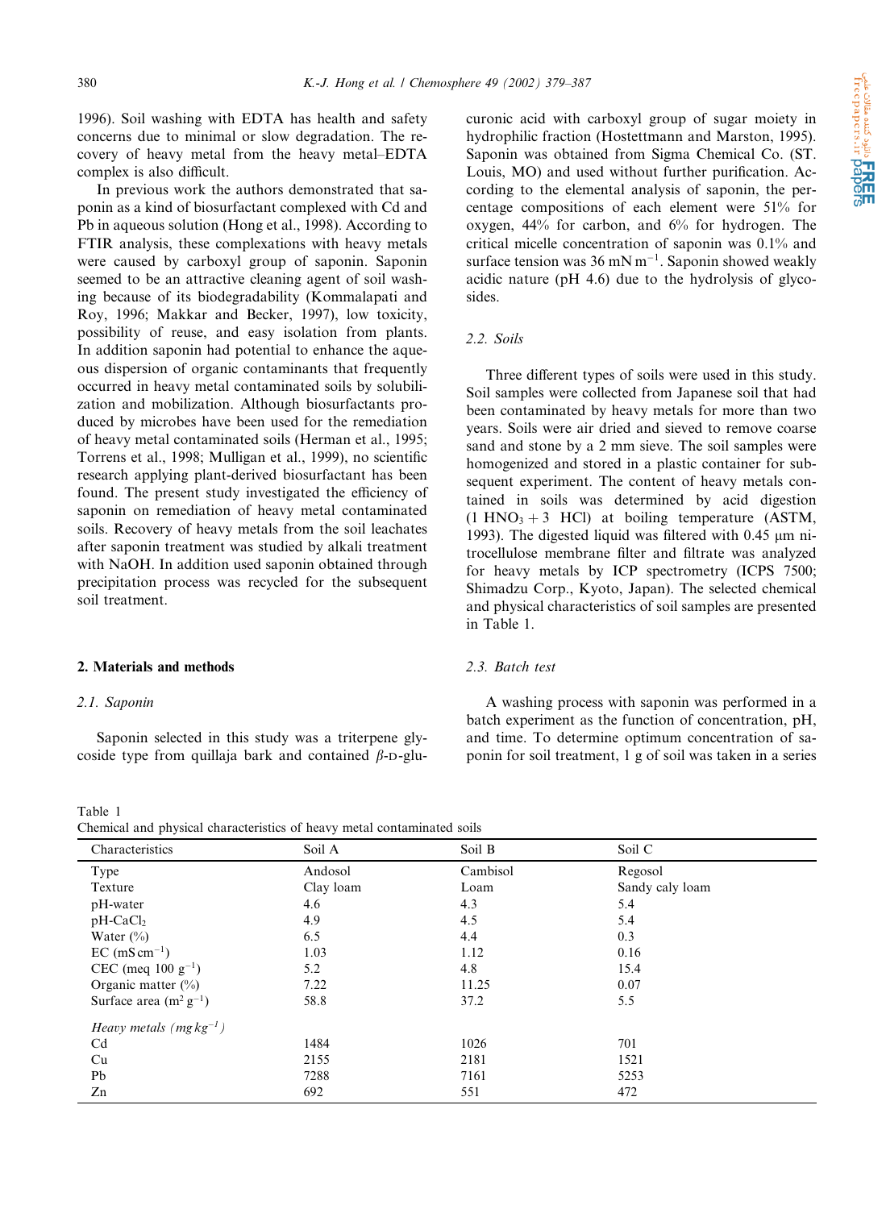1996). Soil washing with EDTA has health and safety concerns due to minimal or slow degradation. The recovery of heavy metal from the heavy metal–EDTA complex is also difficult.

In previous work the authors demonstrated that saponin as a kind of biosurfactant complexed with Cd and Pb in aqueous solution (Hong et al., 1998). According to FTIR analysis, these complexations with heavy metals were caused by carboxyl group of saponin. Saponin seemed to be an attractive cleaning agent of soil washing because of its biodegradability (Kommalapati and Roy, 1996; Makkar and Becker, 1997), low toxicity, possibility of reuse, and easy isolation from plants. In addition saponin had potential to enhance the aqueous dispersion of organic contaminants that frequently occurred in heavy metal contaminated soils by solubilization and mobilization. Although biosurfactants produced by microbes have been used for the remediation of heavy metal contaminated soils (Herman et al., 1995; Torrens et al., 1998; Mulligan et al., 1999), no scientific research applying plant-derived biosurfactant has been found. The present study investigated the efficiency of saponin on remediation of heavy metal contaminated soils. Recovery of heavy metals from the soil leachates after saponin treatment was studied by alkali treatment with NaOH. In addition used saponin obtained through precipitation process was recycled for the subsequent soil treatment.

## 2. Materials and methods

### 2.1. Saponin

Saponin selected in this study was a triterpene glycoside type from quillaja bark and contained $\beta$-D-glucuronic acid with carboxyl group of sugar moiety in hydrophilic fraction (Hostettmann and Marston, 1995). Saponin was obtained from Sigma Chemical Co. (ST. Louis, MO) and used without further purification. According to the elemental analysis of saponin, the percentage compositions of each element were 51% for oxygen, 44% for carbon, and 6% for hydrogen. The critical micelle concentration of saponin was 0.1% and surface tension was 36 $mN\,m^{-1}$. Saponin showed weakly acidic nature (pH 4.6) due to the hydrolysis of glycosides.

### 2.2. Soils

Three different types of soils were used in this study. Soil samples were collected from Japanese soil that had been contaminated by heavy metals for more than two years. Soils were air dried and sieved to remove coarse sand and stone by a 2 mm sieve. The soil samples were homogenized and stored in a plastic container for subsequent experiment. The content of heavy metals contained in soils was determined by acid digestion ($1\ HNO_3 + 3\ HCl$) at boiling temperature (ASTM, 1993). The digested liquid was filtered with 0.45 μm nitrocellulose membrane filter and filtrate was analyzed for heavy metals by ICP spectrometry (ICPS 7500; Shimadzu Corp., Kyoto, Japan). The selected chemical and physical characteristics of soil samples are presented in Table 1.

### 2.3. Batch test

A washing process with saponin was performed in a batch experiment as the function of concentration, pH, and time. To determine optimum concentration of saponin for soil treatment, 1 g of soil was taken in a series

Table 1
Chemical and physical characteristics of heavy metal contaminated soils

| Characteristics | Soil A | Soil B | Soil C |
|---|---|---|---|
| Type | Andosol | Cambisol | Regosol |
| Texture | Clay loam | Loam | Sandy caly loam |
| pH-water | 4.6 | 4.3 | 5.4 |
| pH-$CaCl_2$ | 4.9 | 4.5 | 5.4 |
| Water (%) | 6.5 | 4.4 | 0.3 |
| EC ($mS\,cm^{-1}$) | 1.03 | 1.12 | 0.16 |
| CEC (meq 100 $g^{-1}$) | 5.2 | 4.8 | 15.4 |
| Organic matter (%) | 7.22 | 11.25 | 0.07 |
| Surface area ($m^2\,g^{-1}$) | 58.8 | 37.2 | 5.5 |
| *Heavy metals ($mg\,kg^{-1}$)* | | | |
| Cd | 1484 | 1026 | 701 |
| Cu | 2155 | 2181 | 1521 |
| Pb | 7288 | 7161 | 5253 |
| Zn | 692 | 551 | 472 |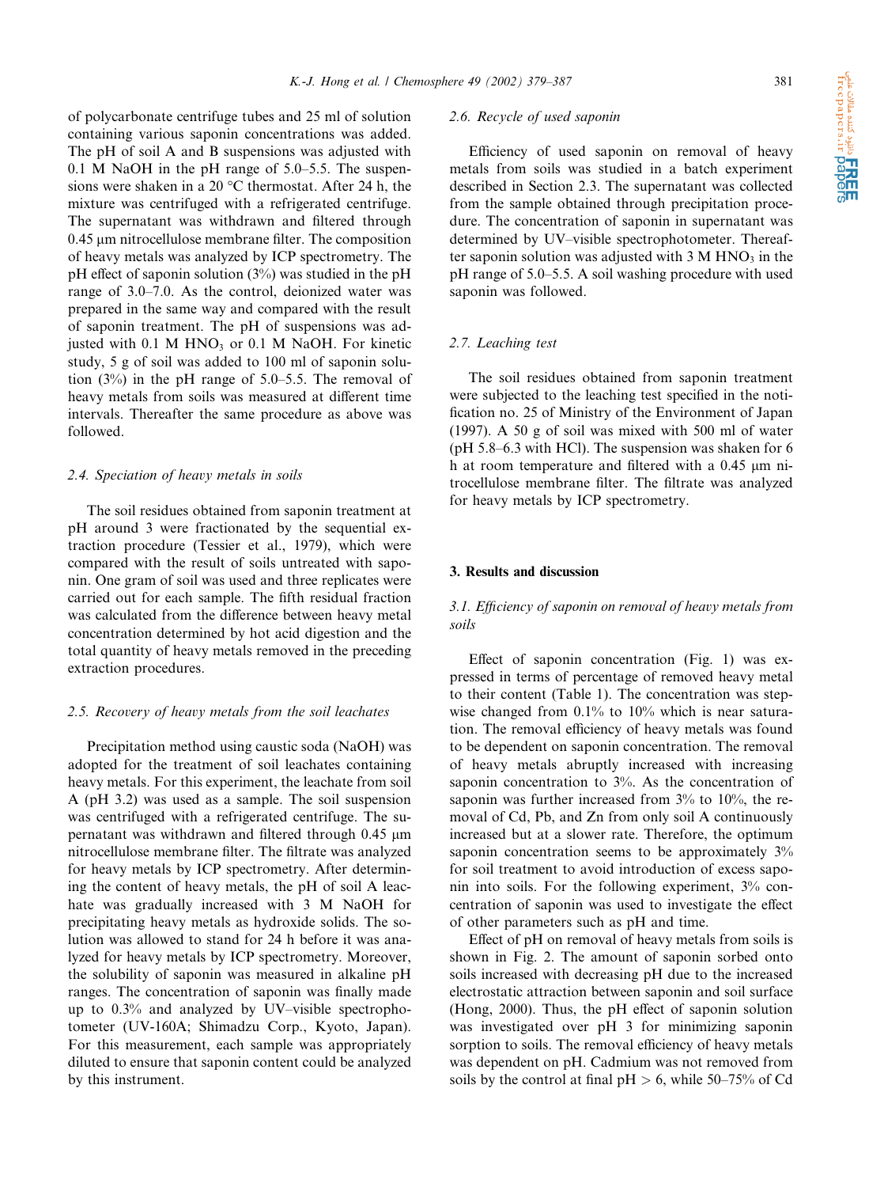of polycarbonate centrifuge tubes and 25 ml of solution containing various saponin concentrations was added. The pH of soil A and B suspensions was adjusted with 0.1 M NaOH in the pH range of 5.0–5.5. The suspensions were shaken in a 20 °C thermostat. After 24 h, the mixture was centrifuged with a refrigerated centrifuge. The supernatant was withdrawn and filtered through 0.45 μm nitrocellulose membrane filter. The composition of heavy metals was analyzed by ICP spectrometry. The pH effect of saponin solution (3%) was studied in the pH range of 3.0–7.0. As the control, deionized water was prepared in the same way and compared with the result of saponin treatment. The pH of suspensions was adjusted with 0.1 M $HNO_3$ or 0.1 M NaOH. For kinetic study, 5 g of soil was added to 100 ml of saponin solution (3%) in the pH range of 5.0–5.5. The removal of heavy metals from soils was measured at different time intervals. Thereafter the same procedure as above was followed.

### 2.4. Speciation of heavy metals in soils

The soil residues obtained from saponin treatment at pH around 3 were fractionated by the sequential extraction procedure (Tessier et al., 1979), which were compared with the result of soils untreated with saponin. One gram of soil was used and three replicates were carried out for each sample. The fifth residual fraction was calculated from the difference between heavy metal concentration determined by hot acid digestion and the total quantity of heavy metals removed in the preceding extraction procedures.

### 2.5. Recovery of heavy metals from the soil leachates

Precipitation method using caustic soda (NaOH) was adopted for the treatment of soil leachates containing heavy metals. For this experiment, the leachate from soil A (pH 3.2) was used as a sample. The soil suspension was centrifuged with a refrigerated centrifuge. The supernatant was withdrawn and filtered through 0.45 μm nitrocellulose membrane filter. The filtrate was analyzed for heavy metals by ICP spectrometry. After determining the content of heavy metals, the pH of soil A leachate was gradually increased with 3 M NaOH for precipitating heavy metals as hydroxide solids. The solution was allowed to stand for 24 h before it was analyzed for heavy metals by ICP spectrometry. Moreover, the solubility of saponin was measured in alkaline pH ranges. The concentration of saponin was finally made up to 0.3% and analyzed by UV–visible spectrophotometer (UV-160A; Shimadzu Corp., Kyoto, Japan). For this measurement, each sample was appropriately diluted to ensure that saponin content could be analyzed by this instrument.

### 2.6. Recycle of used saponin

Efficiency of used saponin on removal of heavy metals from soils was studied in a batch experiment described in Section 2.3. The supernatant was collected from the sample obtained through precipitation procedure. The concentration of saponin in supernatant was determined by UV–visible spectrophotometer. Thereafter saponin solution was adjusted with 3 M $HNO_3$ in the pH range of 5.0–5.5. A soil washing procedure with used saponin was followed.

### 2.7. Leaching test

The soil residues obtained from saponin treatment were subjected to the leaching test specified in the notification no. 25 of Ministry of the Environment of Japan (1997). A 50 g of soil was mixed with 500 ml of water (pH 5.8–6.3 with HCl). The suspension was shaken for 6 h at room temperature and filtered with a 0.45 μm nitrocellulose membrane filter. The filtrate was analyzed for heavy metals by ICP spectrometry.

## 3. Results and discussion

### 3.1. Efficiency of saponin on removal of heavy metals from soils

Effect of saponin concentration (Fig. 1) was expressed in terms of percentage of removed heavy metal to their content (Table 1). The concentration was stepwise changed from 0.1% to 10% which is near saturation. The removal efficiency of heavy metals was found to be dependent on saponin concentration. The removal of heavy metals abruptly increased with increasing saponin concentration to 3%. As the concentration of saponin was further increased from 3% to 10%, the removal of Cd, Pb, and Zn from only soil A continuously increased but at a slower rate. Therefore, the optimum saponin concentration seems to be approximately 3% for soil treatment to avoid introduction of excess saponin into soils. For the following experiment, 3% concentration of saponin was used to investigate the effect of other parameters such as pH and time.

Effect of pH on removal of heavy metals from soils is shown in Fig. 2. The amount of saponin sorbed onto soils increased with decreasing pH due to the increased electrostatic attraction between saponin and soil surface (Hong, 2000). Thus, the pH effect of saponin solution was investigated over pH 3 for minimizing saponin sorption to soils. The removal efficiency of heavy metals was dependent on pH. Cadmium was not removed from soils by the control at final pH > 6, while 50–75% of Cd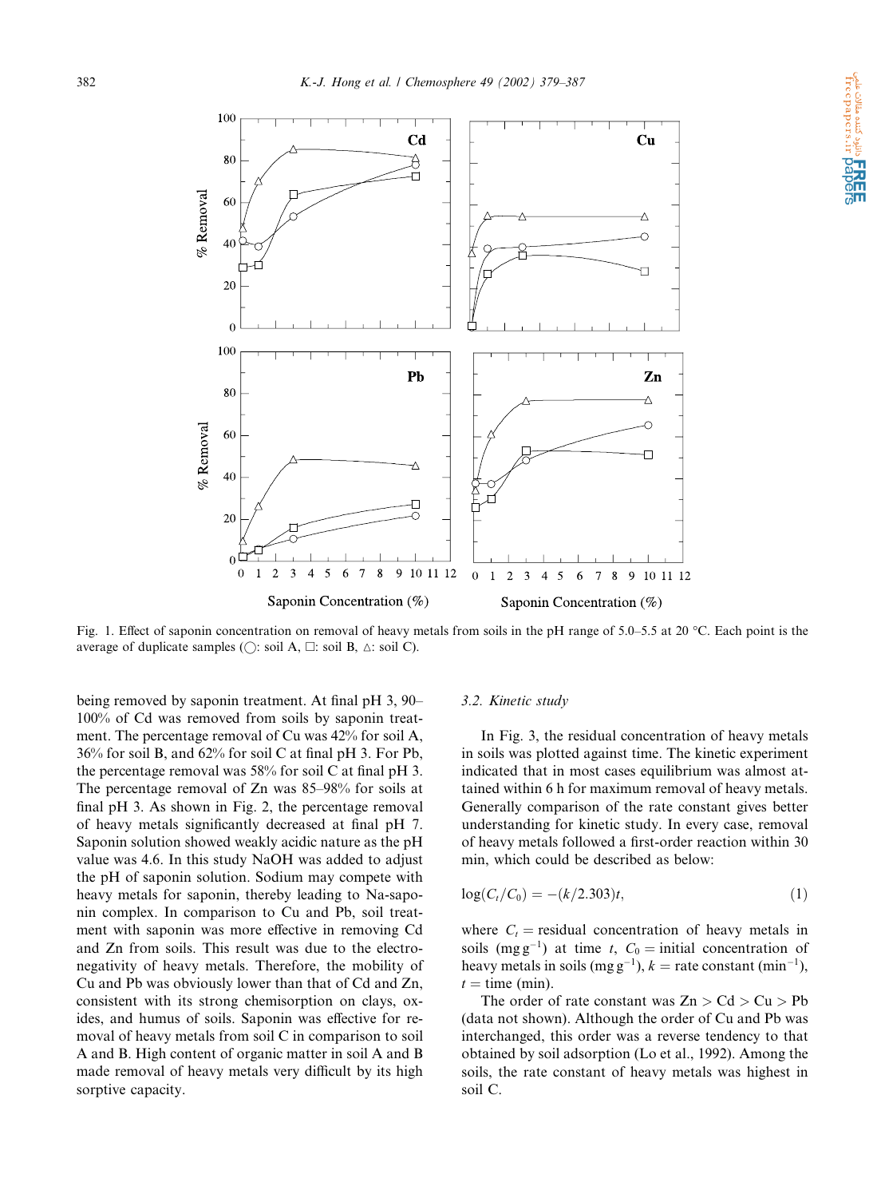Fig. 1. Effect of saponin concentration on removal of heavy metals from soils in the pH range of 5.0–5.5 at 20 °C. Each point is the average of duplicate samples (○: soil A, □: soil B, △: soil C).

being removed by saponin treatment. At final pH 3, 90–100% of Cd was removed from soils by saponin treatment. The percentage removal of Cu was 42% for soil A, 36% for soil B, and 62% for soil C at final pH 3. For Pb, the percentage removal was 58% for soil C at final pH 3. The percentage removal of Zn was 85–98% for soils at final pH 3. As shown in Fig. 2, the percentage removal of heavy metals significantly decreased at final pH 7. Saponin solution showed weakly acidic nature as the pH value was 4.6. In this study NaOH was added to adjust the pH of saponin solution. Sodium may compete with heavy metals for saponin, thereby leading to Na-saponin complex. In comparison to Cu and Pb, soil treatment with saponin was more effective in removing Cd and Zn from soils. This result was due to the electronegativity of heavy metals. Therefore, the mobility of Cu and Pb was obviously lower than that of Cd and Zn, consistent with its strong chemisorption on clays, oxides, and humus of soils. Saponin was effective for removal of heavy metals from soil C in comparison to soil A and B. High content of organic matter in soil A and B made removal of heavy metals very difficult by its high sorptive capacity.

### 3.2. Kinetic study

In Fig. 3, the residual concentration of heavy metals in soils was plotted against time. The kinetic experiment indicated that in most cases equilibrium was almost attained within 6 h for maximum removal of heavy metals. Generally comparison of the rate constant gives better understanding for kinetic study. In every case, removal of heavy metals followed a first-order reaction within 30 min, which could be described as below:

$$\log(C_t/C_0) = -(k/2.303)t, \tag{1}$$

where $C_t$ = residual concentration of heavy metals in soils (mg g$^{-1}$) at time $t$, $C_0$ = initial concentration of heavy metals in soils (mg g$^{-1}$), $k$ = rate constant (min$^{-1}$), $t$ = time (min).

The order of rate constant was Zn > Cd > Cu > Pb (data not shown). Although the order of Cu and Pb was interchanged, this order was a reverse tendency to that obtained by soil adsorption (Lo et al., 1992). Among the soils, the rate constant of heavy metals was highest in soil C.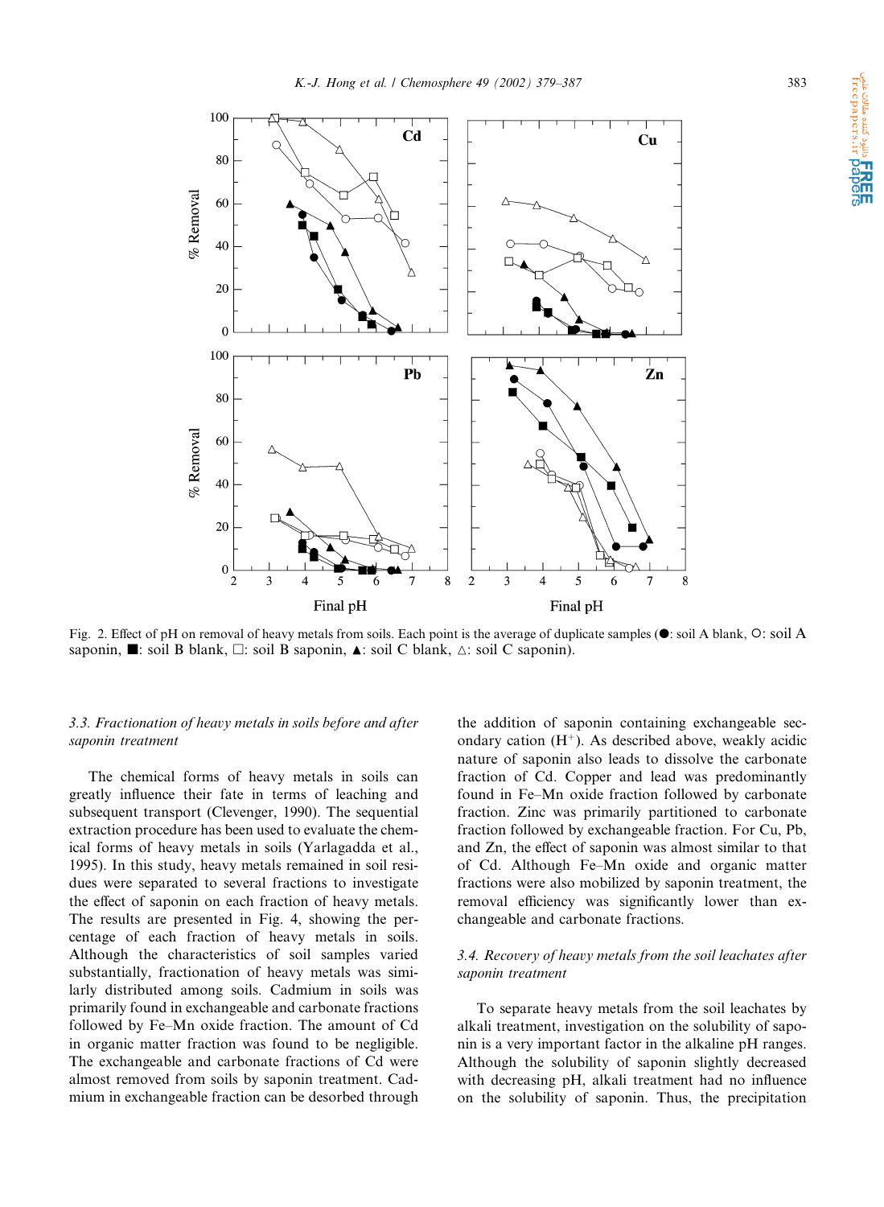Fig. 2. Effect of pH on removal of heavy metals from soils. Each point is the average of duplicate samples (●: soil A blank, ○: soil A saponin, ■: soil B blank, □: soil B saponin, ▲: soil C blank, △: soil C saponin).

### 3.3. Fractionation of heavy metals in soils before and after saponin treatment

The chemical forms of heavy metals in soils can greatly influence their fate in terms of leaching and subsequent transport (Clevenger, 1990). The sequential extraction procedure has been used to evaluate the chemical forms of heavy metals in soils (Yarlagadda et al., 1995). In this study, heavy metals remained in soil residues were separated to several fractions to investigate the effect of saponin on each fraction of heavy metals. The results are presented in Fig. 4, showing the percentage of each fraction of heavy metals in soils. Although the characteristics of soil samples varied substantially, fractionation of heavy metals was similarly distributed among soils. Cadmium in soils was primarily found in exchangeable and carbonate fractions followed by Fe–Mn oxide fraction. The amount of Cd in organic matter fraction was found to be negligible. The exchangeable and carbonate fractions of Cd were almost removed from soils by saponin treatment. Cadmium in exchangeable fraction can be desorbed through the addition of saponin containing exchangeable secondary cation ($H^+$). As described above, weakly acidic nature of saponin also leads to dissolve the carbonate fraction of Cd. Copper and lead was predominantly found in Fe–Mn oxide fraction followed by carbonate fraction. Zinc was primarily partitioned to carbonate fraction followed by exchangeable fraction. For Cu, Pb, and Zn, the effect of saponin was almost similar to that of Cd. Although Fe–Mn oxide and organic matter fractions were also mobilized by saponin treatment, the removal efficiency was significantly lower than exchangeable and carbonate fractions.

### 3.4. Recovery of heavy metals from the soil leachates after saponin treatment

To separate heavy metals from the soil leachates by alkali treatment, investigation on the solubility of saponin is a very important factor in the alkaline pH ranges. Although the solubility of saponin slightly decreased with decreasing pH, alkali treatment had no influence on the solubility of saponin. Thus, the precipitation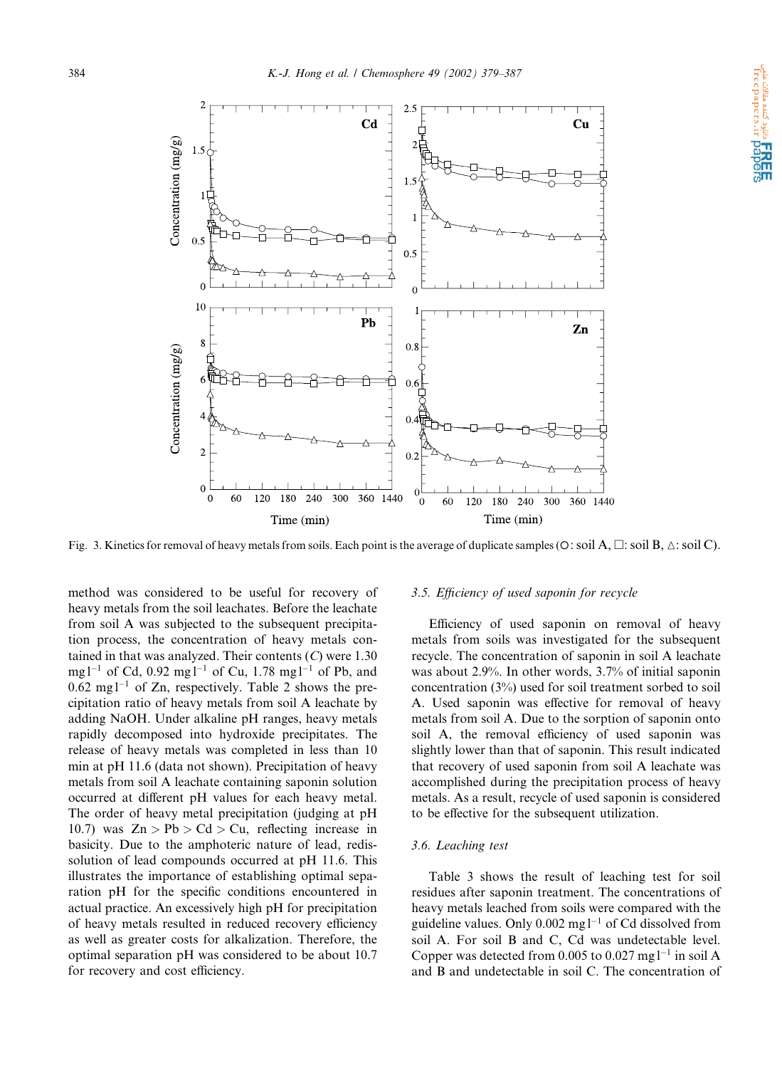Fig. 3. Kinetics for removal of heavy metals from soils. Each point is the average of duplicate samples (○: soil A, □: soil B, △: soil C).

method was considered to be useful for recovery of heavy metals from the soil leachates. Before the leachate from soil A was subjected to the subsequent precipitation process, the concentration of heavy metals contained in that was analyzed. Their contents ($C$) were 1.30 mg $l^{-1}$ of Cd, 0.92 mg $l^{-1}$ of Cu, 1.78 mg $l^{-1}$ of Pb, and 0.62 mg $l^{-1}$ of Zn, respectively. Table 2 shows the precipitation ratio of heavy metals from soil A leachate by adding NaOH. Under alkaline pH ranges, heavy metals rapidly decomposed into hydroxide precipitates. The release of heavy metals was completed in less than 10 min at pH 11.6 (data not shown). Precipitation of heavy metals from soil A leachate containing saponin solution occurred at different pH values for each heavy metal. The order of heavy metal precipitation (judging at pH 10.7) was Zn $>$ Pb $>$ Cd $>$ Cu, reflecting increase in basicity. Due to the amphoteric nature of lead, redissolution of lead compounds occurred at pH 11.6. This illustrates the importance of establishing optimal separation pH for the specific conditions encountered in actual practice. An excessively high pH for precipitation of heavy metals resulted in reduced recovery efficiency as well as greater costs for alkalization. Therefore, the optimal separation pH was considered to be about 10.7 for recovery and cost efficiency.

### 3.5. Efficiency of used saponin for recycle

Efficiency of used saponin on removal of heavy metals from soils was investigated for the subsequent recycle. The concentration of saponin in soil A leachate was about 2.9%. In other words, 3.7% of initial saponin concentration (3%) used for soil treatment sorbed to soil A. Used saponin was effective for removal of heavy metals from soil A. Due to the sorption of saponin onto soil A, the removal efficiency of used saponin was slightly lower than that of saponin. This result indicated that recovery of used saponin from soil A leachate was accomplished during the precipitation process of heavy metals. As a result, recycle of used saponin is considered to be effective for the subsequent utilization.

### 3.6. Leaching test

Table 3 shows the result of leaching test for soil residues after saponin treatment. The concentrations of heavy metals leached from soils were compared with the guideline values. Only 0.002 mg $l^{-1}$ of Cd dissolved from soil A. For soil B and C, Cd was undetectable level. Copper was detected from 0.005 to 0.027 mg $l^{-1}$ in soil A and B and undetectable in soil C. The concentration of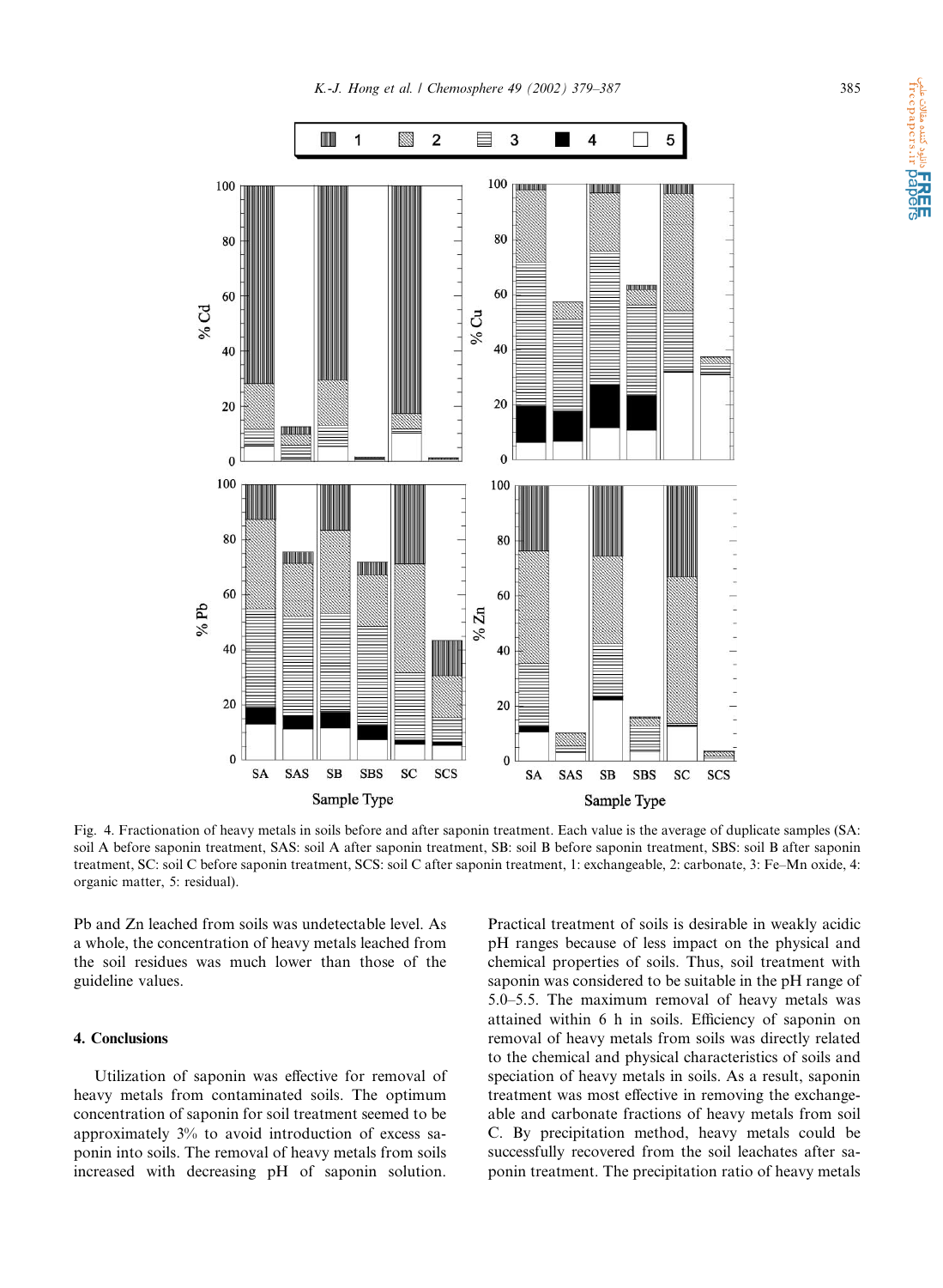Fig. 4. Fractionation of heavy metals in soils before and after saponin treatment. Each value is the average of duplicate samples (SA: soil A before saponin treatment, SAS: soil A after saponin treatment, SB: soil B before saponin treatment, SBS: soil B after saponin treatment, SC: soil C before saponin treatment, SCS: soil C after saponin treatment, 1: exchangeable, 2: carbonate, 3: Fe–Mn oxide, 4: organic matter, 5: residual).

Pb and Zn leached from soils was undetectable level. As a whole, the concentration of heavy metals leached from the soil residues was much lower than those of the guideline values.

## 4. Conclusions

Utilization of saponin was effective for removal of heavy metals from contaminated soils. The optimum concentration of saponin for soil treatment seemed to be approximately 3% to avoid introduction of excess saponin into soils. The removal of heavy metals from soils increased with decreasing pH of saponin solution. Practical treatment of soils is desirable in weakly acidic pH ranges because of less impact on the physical and chemical properties of soils. Thus, soil treatment with saponin was considered to be suitable in the pH range of 5.0–5.5. The maximum removal of heavy metals was attained within 6 h in soils. Efficiency of saponin on removal of heavy metals from soils was directly related to the chemical and physical characteristics of soils and speciation of heavy metals in soils. As a result, saponin treatment was most effective in removing the exchangeable and carbonate fractions of heavy metals from soil C. By precipitation method, heavy metals could be successfully recovered from the soil leachates after saponin treatment. The precipitation ratio of heavy metals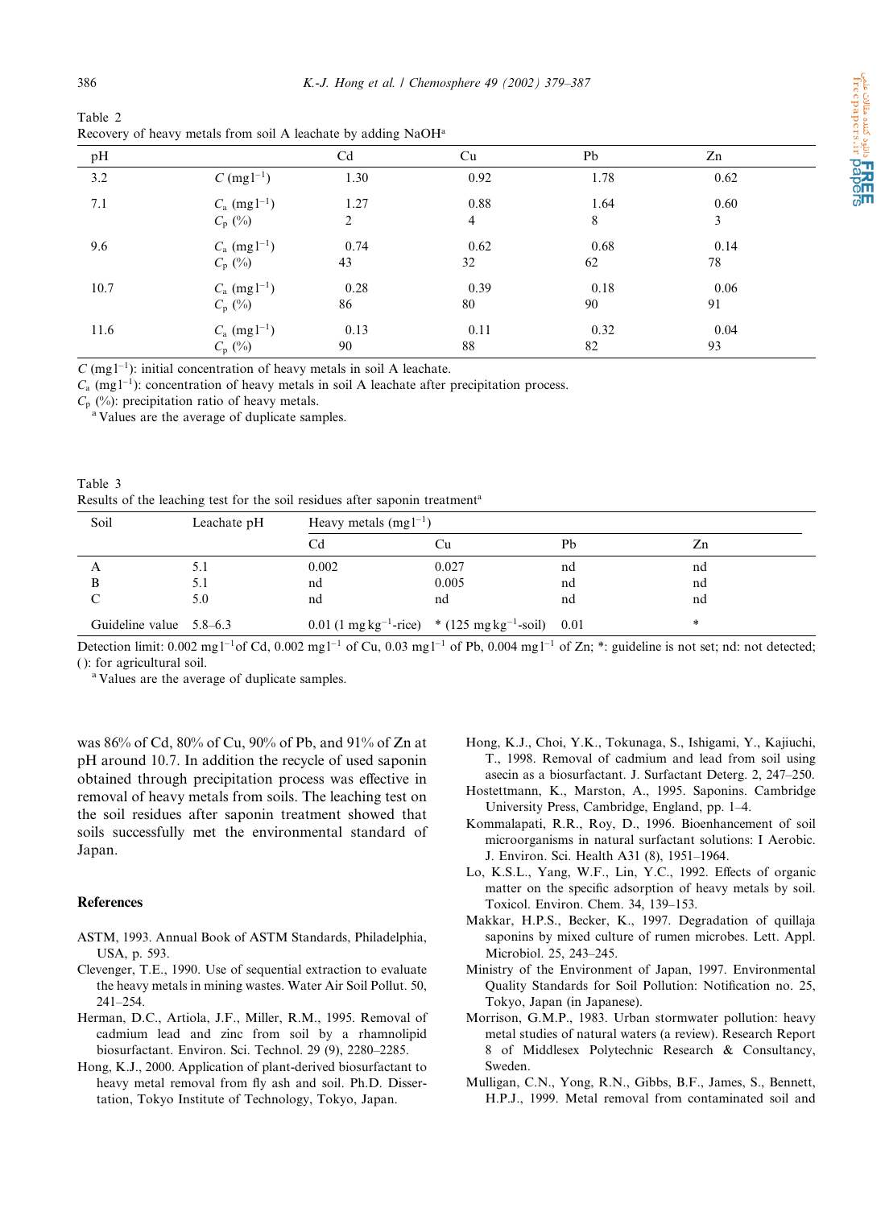Table 2
Recovery of heavy metals from soil A leachate by adding NaOH[a]

| pH | | Cd | Cu | Pb | Zn |
|---|---|---|---|---|---|
| 3.2 | $C$ (mg l$^{-1}$) | 1.30 | 0.92 | 1.78 | 0.62 |
| 7.1 | $C_a$ (mg l$^{-1}$) | 1.27 | 0.88 | 1.64 | 0.60 |
| | $C_p$ (%) | 2 | 4 | 8 | 3 |
| 9.6 | $C_a$ (mg l$^{-1}$) | 0.74 | 0.62 | 0.68 | 0.14 |
| | $C_p$ (%) | 43 | 32 | 62 | 78 |
| 10.7 | $C_a$ (mg l$^{-1}$) | 0.28 | 0.39 | 0.18 | 0.06 |
| | $C_p$ (%) | 86 | 80 | 90 | 91 |
| 11.6 | $C_a$ (mg l$^{-1}$) | 0.13 | 0.11 | 0.32 | 0.04 |
| | $C_p$ (%) | 90 | 88 | 82 | 93 |

$C$ (mg l$^{-1}$): initial concentration of heavy metals in soil A leachate.
$C_a$ (mg l$^{-1}$): concentration of heavy metals in soil A leachate after precipitation process.
$C_p$ (%): precipitation ratio of heavy metals.
[a] Values are the average of duplicate samples.

Table 3
Results of the leaching test for the soil residues after saponin treatment[a]

| Soil | Leachate pH | Heavy metals (mg l$^{-1}$) | | | |
|---|---|---|---|---|---|
| | | Cd | Cu | Pb | Zn |
| A | 5.1 | 0.002 | 0.027 | nd | nd |
| B | 5.1 | nd | 0.005 | nd | nd |
| C | 5.0 | nd | nd | nd | nd |
| Guideline value | 5.8–6.3 | 0.01 (1 mg kg$^{-1}$-rice) | * (125 mg kg$^{-1}$-soil) | 0.01 | * |

Detection limit: 0.002 mg l$^{-1}$ of Cd, 0.002 mg l$^{-1}$ of Cu, 0.03 mg l$^{-1}$ of Pb, 0.004 mg l$^{-1}$ of Zn; *: guideline is not set; nd: not detected; ( ): for agricultural soil.
[a] Values are the average of duplicate samples.

was 86% of Cd, 80% of Cu, 90% of Pb, and 91% of Zn at pH around 10.7. In addition the recycle of used saponin obtained through precipitation process was effective in removal of heavy metals from soils. The leaching test on the soil residues after saponin treatment showed that soils successfully met the environmental standard of Japan.

## References

ASTM, 1993. Annual Book of ASTM Standards, Philadelphia, USA, p. 593.

Clevenger, T.E., 1990. Use of sequential extraction to evaluate the heavy metals in mining wastes. Water Air Soil Pollut. 50, 241–254.

Herman, D.C., Artiola, J.F., Miller, R.M., 1995. Removal of cadmium lead and zinc from soil by a rhamnolipid biosurfactant. Environ. Sci. Technol. 29 (9), 2280–2285.

Hong, K.J., 2000. Application of plant-derived biosurfactant to heavy metal removal from fly ash and soil. Ph.D. Dissertation, Tokyo Institute of Technology, Tokyo, Japan.

Hong, K.J., Choi, Y.K., Tokunaga, S., Ishigami, Y., Kajiuchi, T., 1998. Removal of cadmium and lead from soil using ascein as a biosurfactant. J. Surfactant Deterg. 2, 247–250.

Hostettmann, K., Marston, A., 1995. Saponins. Cambridge University Press, Cambridge, England, pp. 1–4.

Kommalapati, R.R., Roy, D., 1996. Bioenhancement of soil microorganisms in natural surfactant solutions: I Aerobic. J. Environ. Sci. Health A31 (8), 1951–1964.

Lo, K.S.L., Yang, W.F., Lin, Y.C., 1992. Effects of organic matter on the specific adsorption of heavy metals by soil. Toxicol. Environ. Chem. 34, 139–153.

Makkar, H.P.S., Becker, K., 1997. Degradation of quillaja saponins by mixed culture of rumen microbes. Lett. Appl. Microbiol. 25, 243–245.

Ministry of the Environment of Japan, 1997. Environmental Quality Standards for Soil Pollution: Notification no. 25, Tokyo, Japan (in Japanese).

Morrison, G.M.P., 1983. Urban stormwater pollution: heavy metal studies of natural waters (a review). Research Report 8 of Middlesex Polytechnic Research & Consultancy, Sweden.

Mulligan, C.N., Yong, R.N., Gibbs, B.F., James, S., Bennett, H.P.J., 1999. Metal removal from contaminated soil and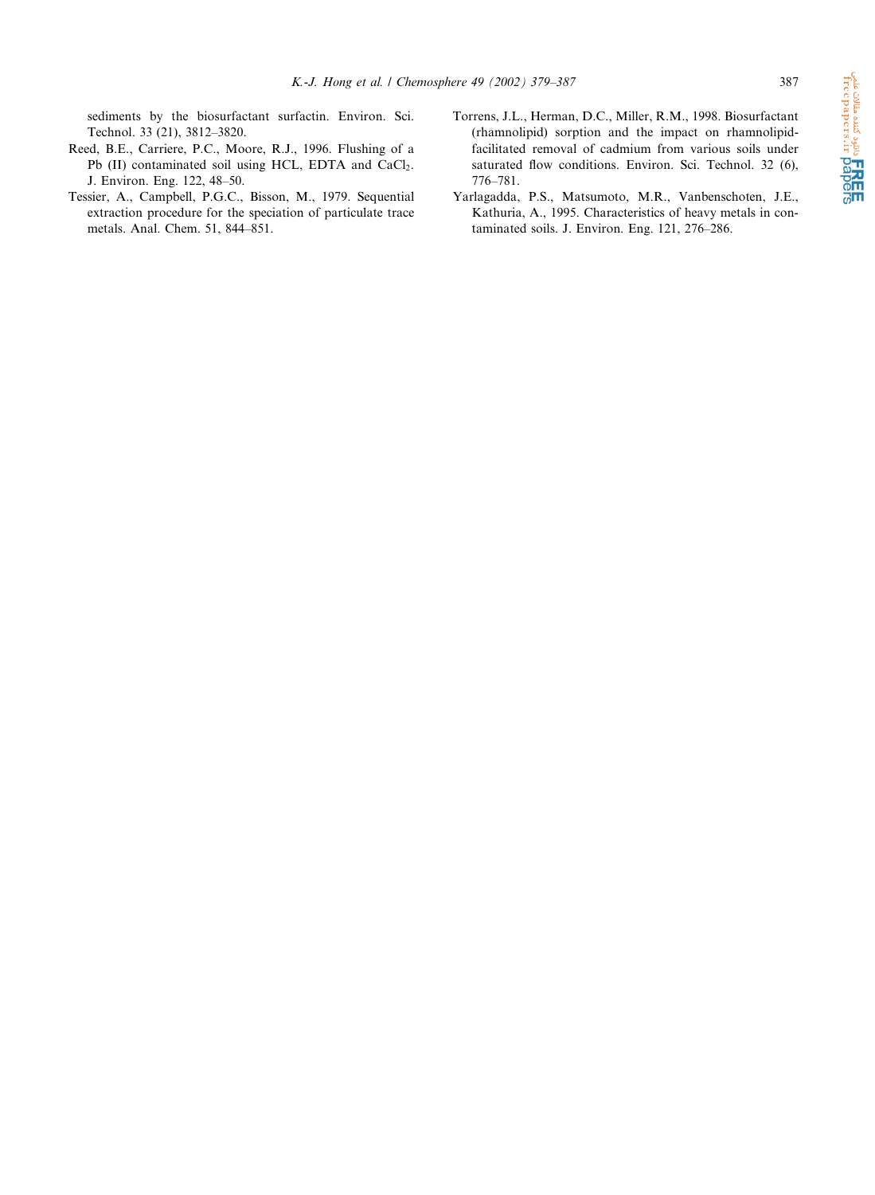sediments by the biosurfactant surfactin. Environ. Sci. Technol. 33 (21), 3812–3820.

Reed, B.E., Carriere, P.C., Moore, R.J., 1996. Flushing of a Pb (II) contaminated soil using HCL, EDTA and $CaCl_2$. J. Environ. Eng. 122, 48–50.

Tessier, A., Campbell, P.G.C., Bisson, M., 1979. Sequential extraction procedure for the speciation of particulate trace metals. Anal. Chem. 51, 844–851.

Torrens, J.L., Herman, D.C., Miller, R.M., 1998. Biosurfactant (rhamnolipid) sorption and the impact on rhamnolipid-facilitated removal of cadmium from various soils under saturated flow conditions. Environ. Sci. Technol. 32 (6), 776–781.

Yarlagadda, P.S., Matsumoto, M.R., Vanbenschoten, J.E., Kathuria, A., 1995. Characteristics of heavy metals in contaminated soils. J. Environ. Eng. 121, 276–286.